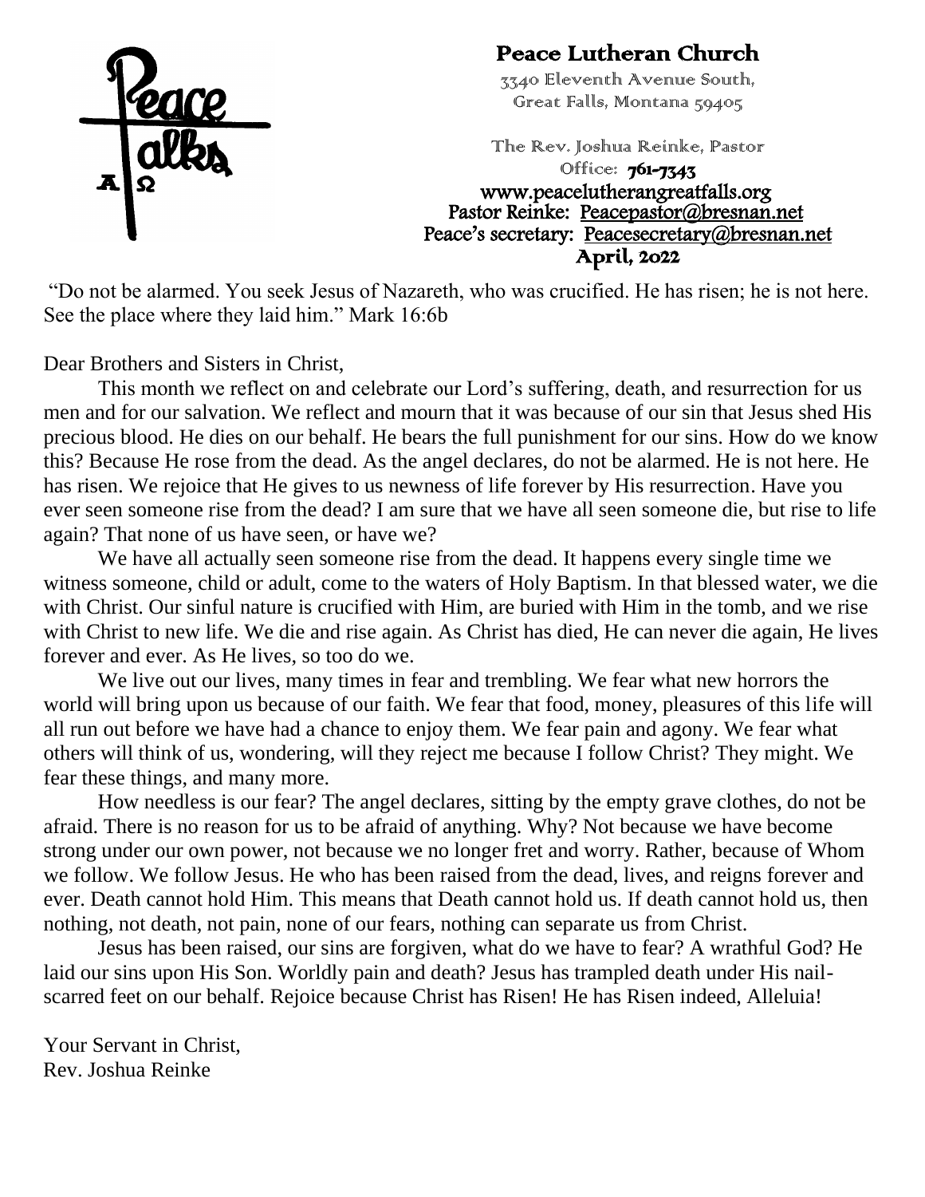# Peace Lutheran Church

3340 Eleventh Avenue South,
Great Falls, Montana 59405

The Rev. Joshua Reinke, Pastor
Office: **761-7343**
www.peacelutherangreatfalls.org
Pastor Reinke: Peacepastor@bresnan.net
Peace's secretary: Peacesecretary@bresnan.net
**April, 2022**

"Do not be alarmed. You seek Jesus of Nazareth, who was crucified. He has risen; he is not here. See the place where they laid him." Mark 16:6b

Dear Brothers and Sisters in Christ,

This month we reflect on and celebrate our Lord's suffering, death, and resurrection for us men and for our salvation. We reflect and mourn that it was because of our sin that Jesus shed His precious blood. He dies on our behalf. He bears the full punishment for our sins. How do we know this? Because He rose from the dead. As the angel declares, do not be alarmed. He is not here. He has risen. We rejoice that He gives to us newness of life forever by His resurrection. Have you ever seen someone rise from the dead? I am sure that we have all seen someone die, but rise to life again? That none of us have seen, or have we?

We have all actually seen someone rise from the dead. It happens every single time we witness someone, child or adult, come to the waters of Holy Baptism. In that blessed water, we die with Christ. Our sinful nature is crucified with Him, are buried with Him in the tomb, and we rise with Christ to new life. We die and rise again. As Christ has died, He can never die again, He lives forever and ever. As He lives, so too do we.

We live out our lives, many times in fear and trembling. We fear what new horrors the world will bring upon us because of our faith. We fear that food, money, pleasures of this life will all run out before we have had a chance to enjoy them. We fear pain and agony. We fear what others will think of us, wondering, will they reject me because I follow Christ? They might. We fear these things, and many more.

How needless is our fear? The angel declares, sitting by the empty grave clothes, do not be afraid. There is no reason for us to be afraid of anything. Why? Not because we have become strong under our own power, not because we no longer fret and worry. Rather, because of Whom we follow. We follow Jesus. He who has been raised from the dead, lives, and reigns forever and ever. Death cannot hold Him. This means that Death cannot hold us. If death cannot hold us, then nothing, not death, not pain, none of our fears, nothing can separate us from Christ.

Jesus has been raised, our sins are forgiven, what do we have to fear? A wrathful God? He laid our sins upon His Son. Worldly pain and death? Jesus has trampled death under His nail-scarred feet on our behalf. Rejoice because Christ has Risen! He has Risen indeed, Alleluia!

Your Servant in Christ,
Rev. Joshua Reinke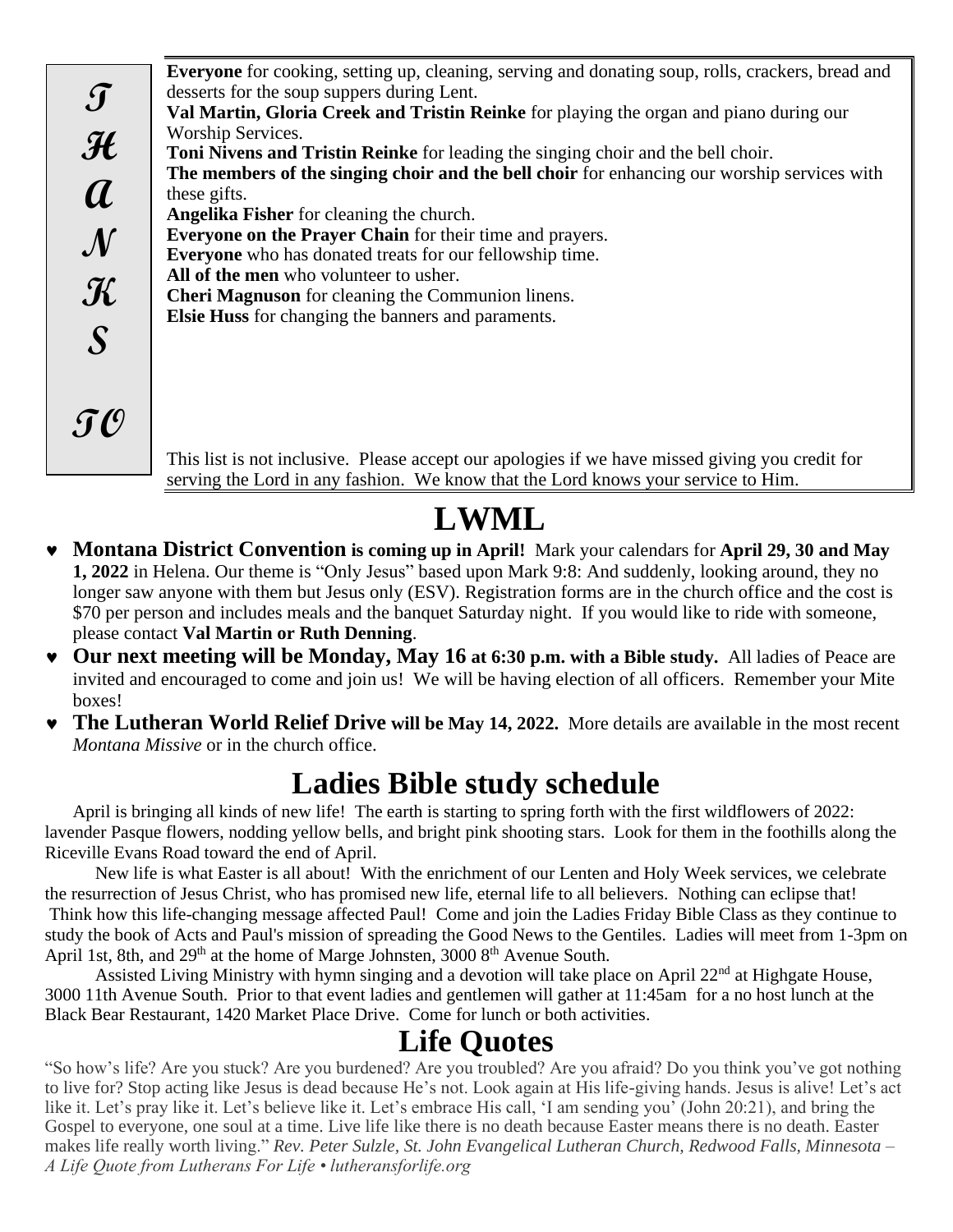**THANKS TO**

**Everyone** for cooking, setting up, cleaning, serving and donating soup, rolls, crackers, bread and desserts for the soup suppers during Lent.
**Val Martin, Gloria Creek and Tristin Reinke** for playing the organ and piano during our Worship Services.
**Toni Nivens and Tristin Reinke** for leading the singing choir and the bell choir.
**The members of the singing choir and the bell choir** for enhancing our worship services with these gifts.
**Angelika Fisher** for cleaning the church.
**Everyone on the Prayer Chain** for their time and prayers.
**Everyone** who has donated treats for our fellowship time.
**All of the men** who volunteer to usher.
**Cheri Magnuson** for cleaning the Communion linens.
**Elsie Huss** for changing the banners and paraments.

This list is not inclusive. Please accept our apologies if we have missed giving you credit for serving the Lord in any fashion. We know that the Lord knows your service to Him.

# LWML

- **Montana District Convention is coming up in April!** Mark your calendars for **April 29, 30 and May 1, 2022** in Helena. Our theme is "Only Jesus" based upon Mark 9:8: And suddenly, looking around, they no longer saw anyone with them but Jesus only (ESV). Registration forms are in the church office and the cost is $70 per person and includes meals and the banquet Saturday night. If you would like to ride with someone, please contact **Val Martin or Ruth Denning**.
- **Our next meeting will be Monday, May 16 at 6:30 p.m. with a Bible study.** All ladies of Peace are invited and encouraged to come and join us! We will be having election of all officers. Remember your Mite boxes!
- **The Lutheran World Relief Drive will be May 14, 2022.** More details are available in the most recent *Montana Missive* or in the church office.

# Ladies Bible study schedule

April is bringing all kinds of new life! The earth is starting to spring forth with the first wildflowers of 2022: lavender Pasque flowers, nodding yellow bells, and bright pink shooting stars. Look for them in the foothills along the Riceville Evans Road toward the end of April.

New life is what Easter is all about! With the enrichment of our Lenten and Holy Week services, we celebrate the resurrection of Jesus Christ, who has promised new life, eternal life to all believers. Nothing can eclipse that! Think how this life-changing message affected Paul! Come and join the Ladies Friday Bible Class as they continue to study the book of Acts and Paul's mission of spreading the Good News to the Gentiles. Ladies will meet from 1-3pm on April 1st, 8th, and 29th at the home of Marge Johnsten, 3000 8th Avenue South.

Assisted Living Ministry with hymn singing and a devotion will take place on April 22nd at Highgate House, 3000 11th Avenue South. Prior to that event ladies and gentlemen will gather at 11:45am for a no host lunch at the Black Bear Restaurant, 1420 Market Place Drive. Come for lunch or both activities.

# Life Quotes

"So how's life? Are you stuck? Are you burdened? Are you troubled? Are you afraid? Do you think you've got nothing to live for? Stop acting like Jesus is dead because He's not. Look again at His life-giving hands. Jesus is alive! Let's act like it. Let's pray like it. Let's believe like it. Let's embrace His call, 'I am sending you' (John 20:21), and bring the Gospel to everyone, one soul at a time. Live life like there is no death because Easter means there is no death. Easter makes life really worth living." *Rev. Peter Sulzle, St. John Evangelical Lutheran Church, Redwood Falls, Minnesota – A Life Quote from Lutherans For Life • lutheransforlife.org*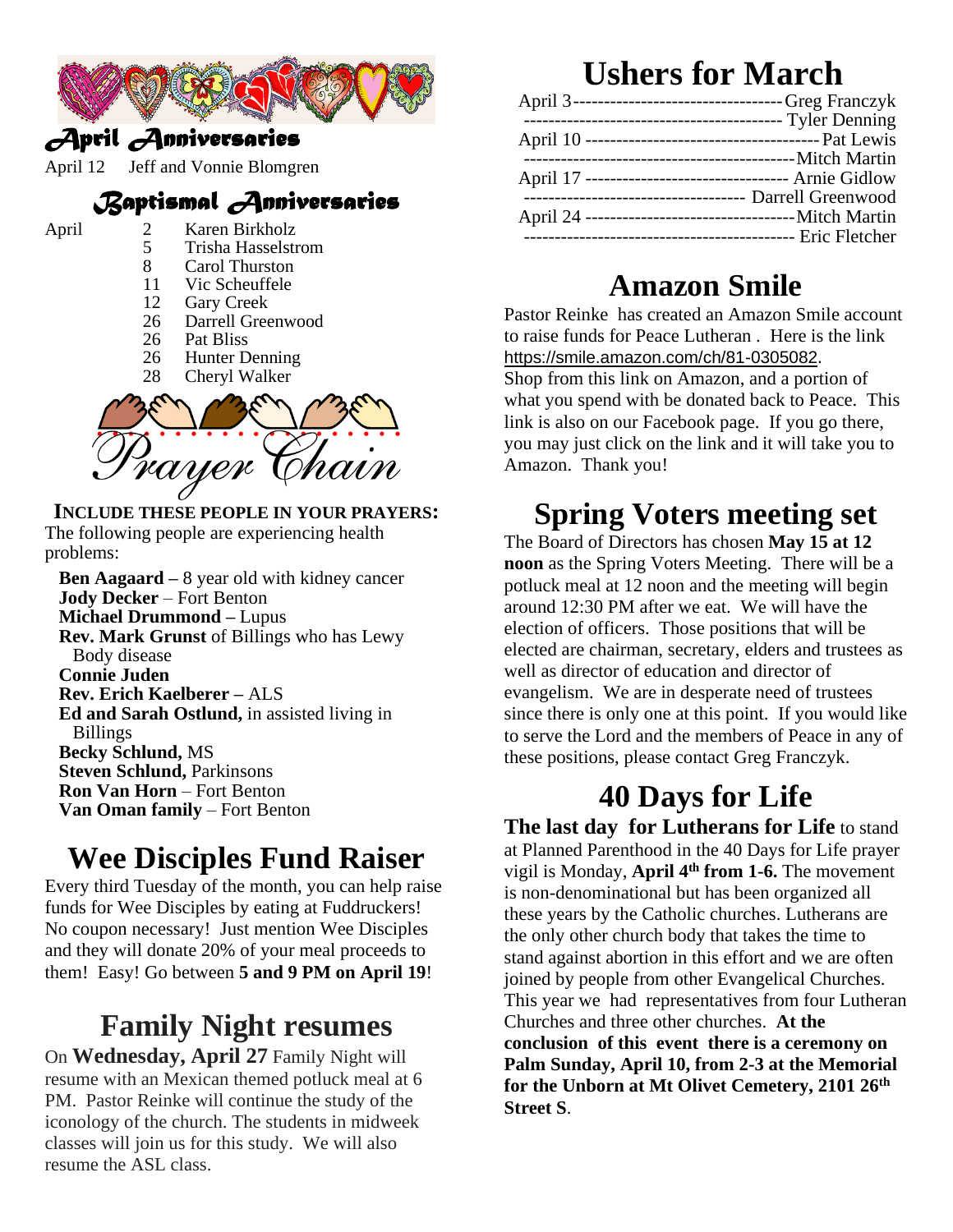## April Anniversaries

April 12 Jeff and Vonnie Blomgren

## Baptismal Anniversaries

April
- 2 Karen Birkholz
- 5 Trisha Hasselstrom
- 8 Carol Thurston
- 11 Vic Scheuffele
- 12 Gary Creek
- 26 Darrell Greenwood
- 26 Pat Bliss
- 26 Hunter Denning
- 28 Cheryl Walker

## Prayer Chain

**INCLUDE THESE PEOPLE IN YOUR PRAYERS:**
The following people are experiencing health problems:

**Ben Aagaard –** 8 year old with kidney cancer
**Jody Decker** – Fort Benton
**Michael Drummond –** Lupus
**Rev. Mark Grunst** of Billings who has Lewy Body disease
**Connie Juden**
**Rev. Erich Kaelberer –** ALS
**Ed and Sarah Ostlund,** in assisted living in Billings
**Becky Schlund,** MS
**Steven Schlund,** Parkinsons
**Ron Van Horn** – Fort Benton
**Van Oman family** – Fort Benton

# Wee Disciples Fund Raiser

Every third Tuesday of the month, you can help raise funds for Wee Disciples by eating at Fuddruckers! No coupon necessary! Just mention Wee Disciples and they will donate 20% of your meal proceeds to them! Easy! Go between **5 and 9 PM on April 19**!

# Family Night resumes

On **Wednesday, April 27** Family Night will resume with an Mexican themed potluck meal at 6 PM. Pastor Reinke will continue the study of the iconology of the church. The students in midweek classes will join us for this study. We will also resume the ASL class.

# Ushers for March

April 3----------------------------------Greg Franczyk
------------------------------------------ Tyler Denning
April 10 --------------------------------------Pat Lewis
---------------------------------------------Mitch Martin
April 17 --------------------------------- Arnie Gidlow
------------------------------------ Darrell Greenwood
April 24 ----------------------------------Mitch Martin
-------------------------------------------- Eric Fletcher

# Amazon Smile

Pastor Reinke has created an Amazon Smile account to raise funds for Peace Lutheran . Here is the link https://smile.amazon.com/ch/81-0305082.
Shop from this link on Amazon, and a portion of what you spend with be donated back to Peace. This link is also on our Facebook page. If you go there, you may just click on the link and it will take you to Amazon. Thank you!

# Spring Voters meeting set

The Board of Directors has chosen **May 15 at 12 noon** as the Spring Voters Meeting. There will be a potluck meal at 12 noon and the meeting will begin around 12:30 PM after we eat. We will have the election of officers. Those positions that will be elected are chairman, secretary, elders and trustees as well as director of education and director of evangelism. We are in desperate need of trustees since there is only one at this point. If you would like to serve the Lord and the members of Peace in any of these positions, please contact Greg Franczyk.

# 40 Days for Life

**The last day for Lutherans for Life** to stand at Planned Parenthood in the 40 Days for Life prayer vigil is Monday, **April 4th from 1-6.** The movement is non-denominational but has been organized all these years by the Catholic churches. Lutherans are the only other church body that takes the time to stand against abortion in this effort and we are often joined by people from other Evangelical Churches. This year we had representatives from four Lutheran Churches and three other churches. **At the conclusion of this event there is a ceremony on Palm Sunday, April 10, from 2-3 at the Memorial for the Unborn at Mt Olivet Cemetery, 2101 26th Street S**.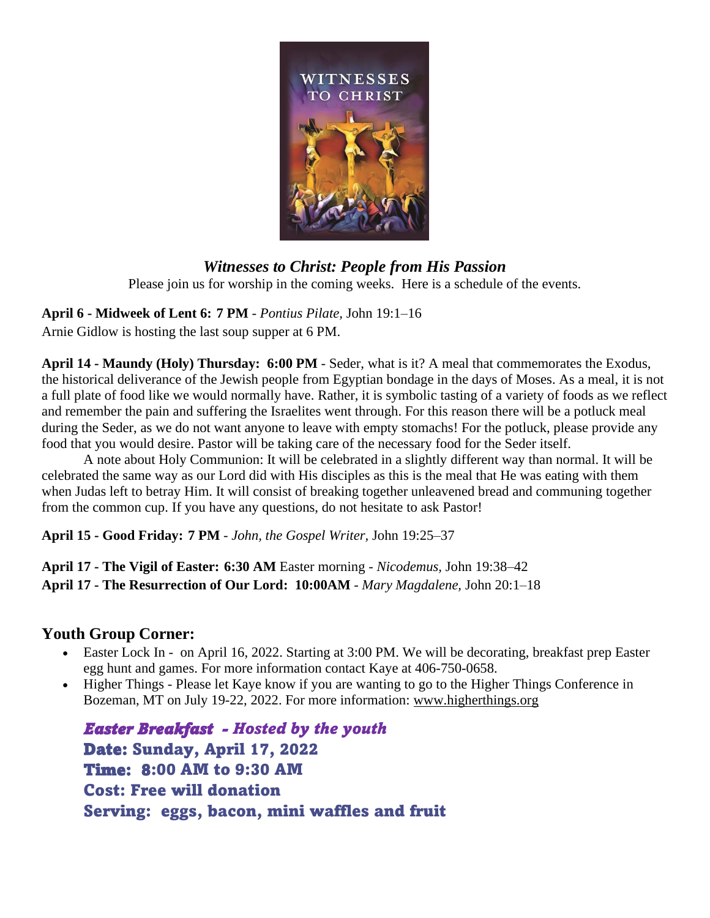*Witnesses to Christ: People from His Passion*

Please join us for worship in the coming weeks. Here is a schedule of the events.

**April 6 - Midweek of Lent 6: 7 PM** - *Pontius Pilate,* John 19:1–16
Arnie Gidlow is hosting the last soup supper at 6 PM.

**April 14 - Maundy (Holy) Thursday: 6:00 PM** - Seder, what is it? A meal that commemorates the Exodus, the historical deliverance of the Jewish people from Egyptian bondage in the days of Moses. As a meal, it is not a full plate of food like we would normally have. Rather, it is symbolic tasting of a variety of foods as we reflect and remember the pain and suffering the Israelites went through. For this reason there will be a potluck meal during the Seder, as we do not want anyone to leave with empty stomachs! For the potluck, please provide any food that you would desire. Pastor will be taking care of the necessary food for the Seder itself.

A note about Holy Communion: It will be celebrated in a slightly different way than normal. It will be celebrated the same way as our Lord did with His disciples as this is the meal that He was eating with them when Judas left to betray Him. It will consist of breaking together unleavened bread and communing together from the common cup. If you have any questions, do not hesitate to ask Pastor!

**April 15 - Good Friday: 7 PM** - *John, the Gospel Writer,* John 19:25–37

**April 17 - The Vigil of Easter: 6:30 AM** Easter morning - *Nicodemus,* John 19:38–42
**April 17 - The Resurrection of Our Lord: 10:00AM** - *Mary Magdalene,* John 20:1–18

## Youth Group Corner:

- Easter Lock In - on April 16, 2022. Starting at 3:00 PM. We will be decorating, breakfast prep Easter egg hunt and games. For more information contact Kaye at 406-750-0658.
- Higher Things - Please let Kaye know if you are wanting to go to the Higher Things Conference in Bozeman, MT on July 19-22, 2022. For more information: www.higherthings.org

***Easter Breakfast - Hosted by the youth***
**Date: Sunday, April 17, 2022**
**Time: 8:00 AM to 9:30 AM**
**Cost: Free will donation**
**Serving: eggs, bacon, mini waffles and fruit**